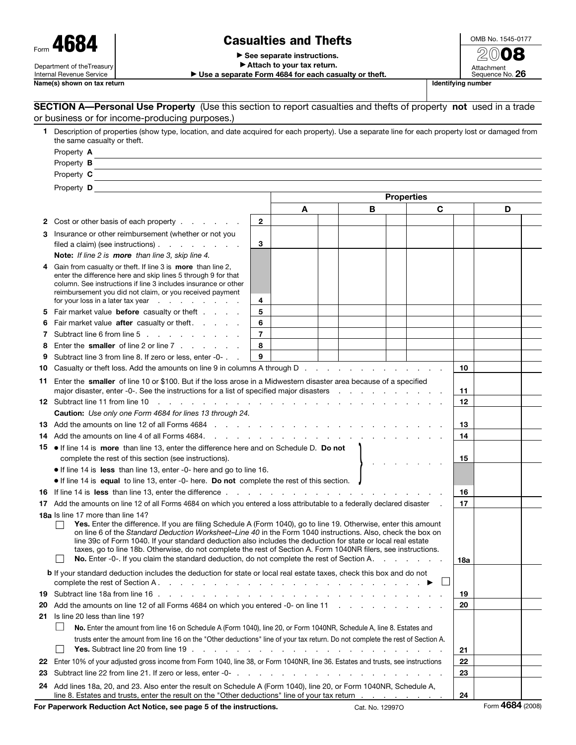Form **4684**

Department of the Treasury
Internal Revenue Service

# Casualties and Thefts

▶ See separate instructions.
▶ Attach to your tax return.
▶ Use a separate Form 4684 for each casualty or theft.

OMB No. 1545-0177

2008

Attachment Sequence No. **26**

**Name(s) shown on tax return** | **Identifying number**

## SECTION A—Personal Use Property (Use this section to report casualties and thefts of property **not** used in a trade or business or for income-producing purposes.)

**1** Description of properties (show type, location, and date acquired for each property). Use a separate line for each property lost or damaged from the same casualty or theft.

Property **A**

Property **B**

Property **C**

Property **D**

| | | Properties A | Properties B | Properties C | Properties D |
|---|---|---|---|---|---|
| **2** Cost or other basis of each property | 2 | | | | |
| **3** Insurance or other reimbursement (whether or not you filed a claim) (see instructions) | 3 | | | | |
| **Note:** *If line 2 is **more** than line 3, skip line 4.* | | | | | |
| **4** Gain from casualty or theft. If line 3 is **more** than line 2, enter the difference here and skip lines 5 through 9 for that column. See instructions if line 3 includes insurance or other reimbursement you did not claim, or you received payment for your loss in a later tax year | 4 | | | | |
| **5** Fair market value **before** casualty or theft | 5 | | | | |
| **6** Fair market value **after** casualty or theft | 6 | | | | |
| **7** Subtract line 6 from line 5 | 7 | | | | |
| **8** Enter the **smaller** of line 2 or line 7 | 8 | | | | |
| **9** Subtract line 3 from line 8. If zero or less, enter -0- | 9 | | | | |

| | | |
|---|---|---|
| **10** Casualty or theft loss. Add the amounts on line 9 in columns A through D | 10 | |
| **11** Enter the **smaller** of line 10 or $100. But if the loss arose in a Midwestern disaster area because of a specified major disaster, enter -0-. See the instructions for a list of specified major disasters | 11 | |
| **12** Subtract line 11 from line 10 | 12 | |
| **Caution:** *Use only one Form 4684 for lines 13 through 24.* | | |
| **13** Add the amounts on line 12 of all Forms 4684 | 13 | |
| **14** Add the amounts on line 4 of all Forms 4684 | 14 | |
| **15** • If line 14 is **more** than line 13, enter the difference here and on Schedule D. **Do not** complete the rest of this section (see instructions). • If line 14 is **less** than line 13, enter -0- here and go to line 16. • If line 14 is **equal** to line 13, enter -0- here. **Do not** complete the rest of this section. | 15 | |
| **16** If line 14 is **less** than line 13, enter the difference | 16 | |
| **17** Add the amounts on line 12 of all Forms 4684 on which you entered a loss attributable to a federally declared disaster | 17 | |
| **18a** Is line 17 more than line 14? ☐ **Yes.** Enter the difference. If you are filing Schedule A (Form 1040), go to line 19. Otherwise, enter this amount on line 6 of the *Standard Deduction Worksheet–Line 40* in the Form 1040 instructions. Also, check the box on line 39c of Form 1040. If your standard deduction also includes the deduction for state or local real estate taxes, go to line 18b. Otherwise, do not complete the rest of Section A. Form 1040NR filers, see instructions. ☐ **No.** Enter -0-. If you claim the standard deduction, do not complete the rest of Section A. | 18a | |
| **b** If your standard deduction includes the deduction for state or local real estate taxes, check this box and do not complete the rest of Section A ▶ ☐ | | |
| **19** Subtract line 18a from line 16 | 19 | |
| **20** Add the amounts on line 12 of all Forms 4684 on which you entered -0- on line 11 | 20 | |
| **21** Is line 20 less than line 19? ☐ **No.** Enter the amount from line 16 on Schedule A (Form 1040), line 20, or Form 1040NR, Schedule A, line 8. Estates and trusts enter the amount from line 16 on the "Other deductions" line of your tax return. Do not complete the rest of Section A. ☐ **Yes.** Subtract line 20 from line 19 | 21 | |
| **22** Enter 10% of your adjusted gross income from Form 1040, line 38, or Form 1040NR, line 36. Estates and trusts, see instructions | 22 | |
| **23** Subtract line 22 from line 21. If zero or less, enter -0- | 23 | |
| **24** Add lines 18a, 20, and 23. Also enter the result on Schedule A (Form 1040), line 20, or Form 1040NR, Schedule A, line 8. Estates and trusts, enter the result on the "Other deductions" line of your tax return | 24 | |

**For Paperwork Reduction Act Notice, see page 5 of the instructions.** Cat. No. 12997O Form **4684** (2008)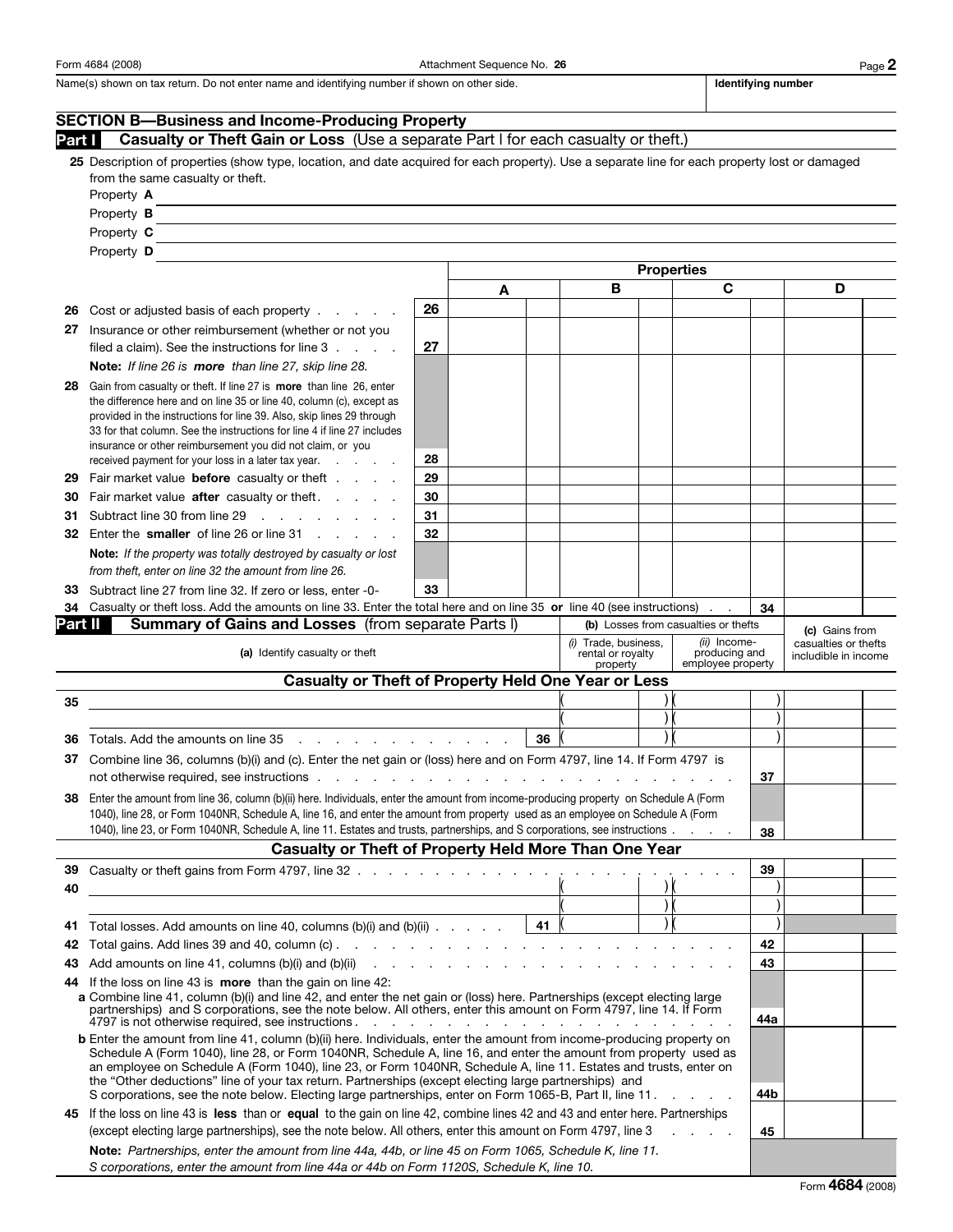Form 4684 (2008) Attachment Sequence No. **26**

Name(s) shown on tax return. Do not enter name and identifying number if shown on other side. **Identifying number**

## SECTION B—Business and Income-Producing Property

### Part I Casualty or Theft Gain or Loss (Use a separate Part I for each casualty or theft.)

**25** Description of properties (show type, location, and date acquired for each property). Use a separate line for each property lost or damaged from the same casualty or theft.

Property **A** ______________________________

Property **B** ______________________________

Property **C** ______________________________

Property **D** ______________________________

| | | Properties | | | |
|---|---|---|---|---|---|
| | | **A** | **B** | **C** | **D** |
| **26** Cost or adjusted basis of each property | 26 | | | | |
| **27** Insurance or other reimbursement (whether or not you filed a claim). See the instructions for line 3 | 27 | | | | |
| **Note:** *If line 26 is* ***more*** *than line 27, skip line 28.* | | | | | |
| **28** Gain from casualty or theft. If line 27 is **more** than line 26, enter the difference here and on line 35 or line 40, column (c), except as provided in the instructions for line 39. Also, skip lines 29 through 33 for that column. See the instructions for line 4 if line 27 includes insurance or other reimbursement you did not claim, or you received payment for your loss in a later tax year. | 28 | | | | |
| **29** Fair market value **before** casualty or theft | 29 | | | | |
| **30** Fair market value **after** casualty or theft | 30 | | | | |
| **31** Subtract line 30 from line 29 | 31 | | | | |
| **32** Enter the **smaller** of line 26 or line 31 | 32 | | | | |
| **Note:** *If the property was totally destroyed by casualty or lost from theft, enter on line 32 the amount from line 26.* | | | | | |
| **33** Subtract line 27 from line 32. If zero or less, enter -0- | 33 | | | | |

**34** Casualty or theft loss. Add the amounts on line 33. Enter the total here and on line 35 **or** line 40 (see instructions) . . . **34** ________

### Part II Summary of Gains and Losses (from separate Parts I)

| (a) Identify casualty or theft | | (b) Losses from casualties or thefts: (i) Trade, business, rental or royalty property | (b) Losses from casualties or thefts: (ii) Income-producing and employee property | (c) Gains from casualties or thefts includible in income |
|---|---|---|---|---|
| **Casualty or Theft of Property Held One Year or Less** | | | | |
| **35** | | ( ) | ( ) | |
| | | ( ) | ( ) | |
| **36** Totals. Add the amounts on line 35 | 36 | ( ) | ( ) | |
| **37** Combine line 36, columns (b)(i) and (c). Enter the net gain or (loss) here and on Form 4797, line 14. If Form 4797 is not otherwise required, see instructions | | | | 37 |
| **38** Enter the amount from line 36, column (b)(ii) here. Individuals, enter the amount from income-producing property on Schedule A (Form 1040), line 28, or Form 1040NR, Schedule A, line 16, and enter the amount from property used as an employee on Schedule A (Form 1040), line 23, or Form 1040NR, Schedule A, line 11. Estates and trusts, partnerships, and S corporations, see instructions | | | | 38 |
| **Casualty or Theft of Property Held More Than One Year** | | | | |
| **39** Casualty or theft gains from Form 4797, line 32 | | | | 39 |
| **40** | | ( ) | ( ) | |
| | | ( ) | ( ) | |
| **41** Total losses. Add amounts on line 40, columns (b)(i) and (b)(ii) | 41 | ( ) | ( ) | |
| **42** Total gains. Add lines 39 and 40, column (c) | | | | 42 |
| **43** Add amounts on line 41, columns (b)(i) and (b)(ii) | | | | 43 |

**44** If the loss on line 43 is **more** than the gain on line 42:

**a** Combine line 41, column (b)(i) and line 42, and enter the net gain or (loss) here. Partnerships (except electing large partnerships) and S corporations, see the note below. All others, enter this amount on Form 4797, line 14. If Form 4797 is not otherwise required, see instructions . . . **44a** ________

**b** Enter the amount from line 41, column (b)(ii) here. Individuals, enter the amount from income-producing property on Schedule A (Form 1040), line 28, or Form 1040NR, Schedule A, line 16, and enter the amount from property used as an employee on Schedule A (Form 1040), line 23, or Form 1040NR, Schedule A, line 11. Estates and trusts, enter on the "Other deductions" line of your tax return. Partnerships (except electing large partnerships) and S corporations, see the note below. Electing large partnerships, enter on Form 1065-B, Part II, line 11 . . . **44b** ________

**45** If the loss on line 43 is **less** than or **equal** to the gain on line 42, combine lines 42 and 43 and enter here. Partnerships (except electing large partnerships), see the note below. All others, enter this amount on Form 4797, line 3 . . . **45** ________

**Note:** *Partnerships, enter the amount from line 44a, 44b, or line 45 on Form 1065, Schedule K, line 11. S corporations, enter the amount from line 44a or 44b on Form 1120S, Schedule K, line 10.*

Form **4684** (2008)